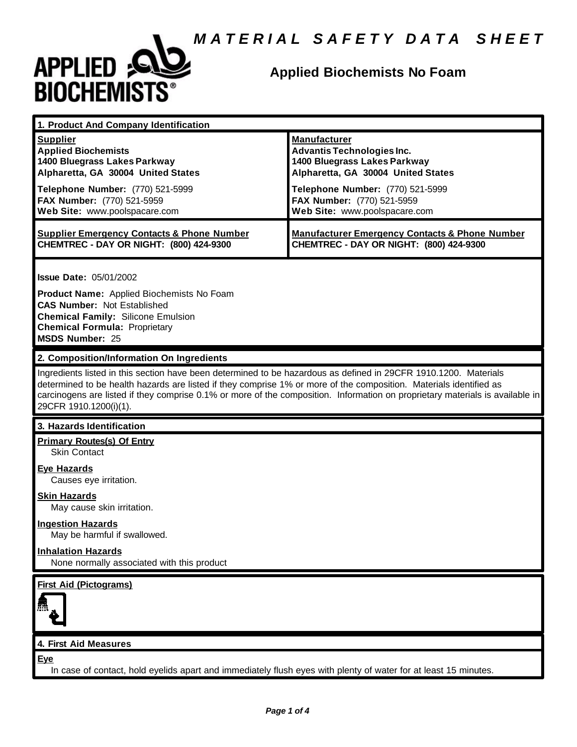# MATERIAL SAFETY DATA SHEET

## Applied Biochemists No Foam

## 1. Product And Company Identification

| Supplier | Manufacturer |
|---|---|
| **Applied Biochemists** | **Advantis Technologies Inc.** |
| **1400 Bluegrass Lakes Parkway** | **1400 Bluegrass Lakes Parkway** |
| **Alpharetta, GA 30004 United States** | **Alpharetta, GA 30004 United States** |
| **Telephone Number:** (770) 521-5999 | **Telephone Number:** (770) 521-5999 |
| **FAX Number:** (770) 521-5959 | **FAX Number:** (770) 521-5959 |
| **Web Site:** www.poolspacare.com | **Web Site:** www.poolspacare.com |
| **Supplier Emergency Contacts & Phone Number** | **Manufacturer Emergency Contacts & Phone Number** |
| **CHEMTREC - DAY OR NIGHT: (800) 424-9300** | **CHEMTREC - DAY OR NIGHT: (800) 424-9300** |

**Issue Date:** 05/01/2002

**Product Name:** Applied Biochemists No Foam
**CAS Number:** Not Established
**Chemical Family:** Silicone Emulsion
**Chemical Formula:** Proprietary
**MSDS Number:** 25

## 2. Composition/Information On Ingredients

Ingredients listed in this section have been determined to be hazardous as defined in 29CFR 1910.1200. Materials determined to be health hazards are listed if they comprise 1% or more of the composition. Materials identified as carcinogens are listed if they comprise 0.1% or more of the composition. Information on proprietary materials is available in 29CFR 1910.1200(i)(1).

## 3. Hazards Identification

**Primary Routes(s) Of Entry**
Skin Contact

**Eye Hazards**
Causes eye irritation.

**Skin Hazards**
May cause skin irritation.

**Ingestion Hazards**
May be harmful if swallowed.

**Inhalation Hazards**
None normally associated with this product

**First Aid (Pictograms)**

## 4. First Aid Measures

**Eye**
In case of contact, hold eyelids apart and immediately flush eyes with plenty of water for at least 15 minutes.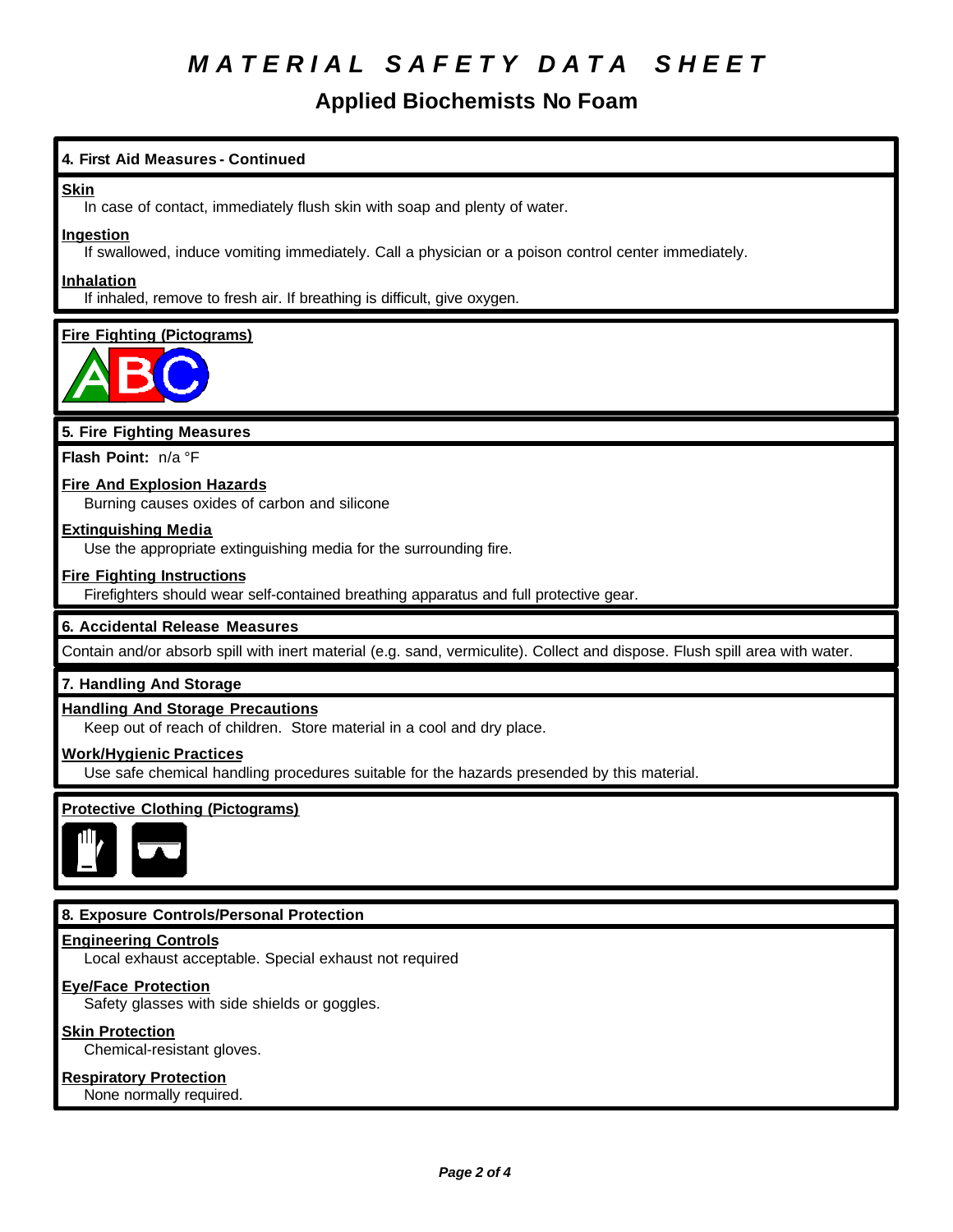# MATERIAL SAFETY DATA SHEET

## Applied Biochemists No Foam

### 4. First Aid Measures - Continued

**Skin**

In case of contact, immediately flush skin with soap and plenty of water.

**Ingestion**

If swallowed, induce vomiting immediately. Call a physician or a poison control center immediately.

**Inhalation**

If inhaled, remove to fresh air. If breathing is difficult, give oxygen.

**Fire Fighting (Pictograms)**

### 5. Fire Fighting Measures

**Flash Point:** n/a °F

**Fire And Explosion Hazards**

Burning causes oxides of carbon and silicone

**Extinguishing Media**

Use the appropriate extinguishing media for the surrounding fire.

**Fire Fighting Instructions**

Firefighters should wear self-contained breathing apparatus and full protective gear.

### 6. Accidental Release Measures

Contain and/or absorb spill with inert material (e.g. sand, vermiculite). Collect and dispose. Flush spill area with water.

### 7. Handling And Storage

**Handling And Storage Precautions**

Keep out of reach of children. Store material in a cool and dry place.

**Work/Hygienic Practices**

Use safe chemical handling procedures suitable for the hazards presended by this material.

**Protective Clothing (Pictograms)**

### 8. Exposure Controls/Personal Protection

**Engineering Controls**

Local exhaust acceptable. Special exhaust not required

**Eye/Face Protection**

Safety glasses with side shields or goggles.

**Skin Protection**

Chemical-resistant gloves.

**Respiratory Protection**

None normally required.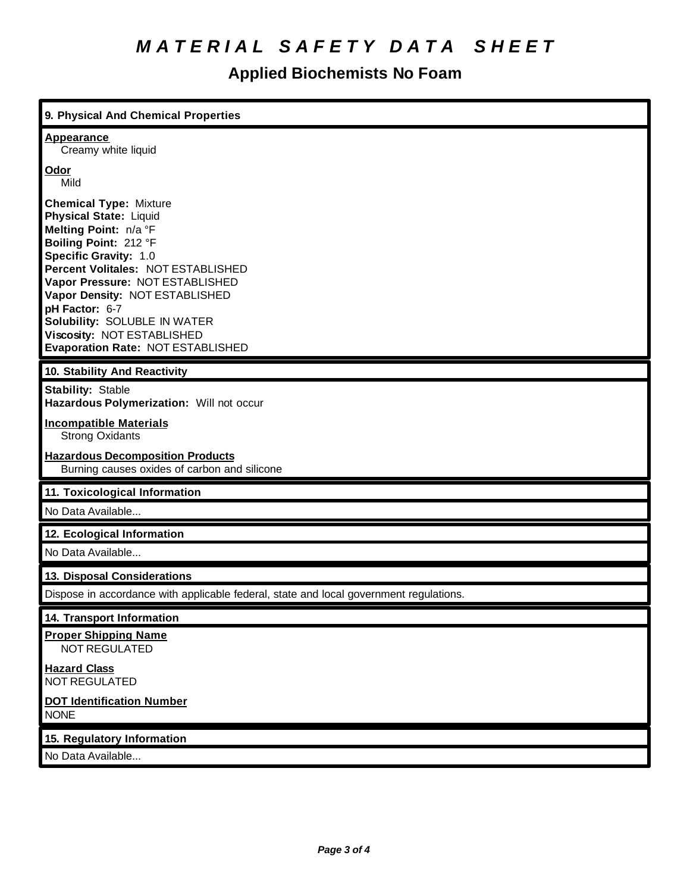# *M A T E R I A L   S A F E T Y   D A T A   S H E E T*

## Applied Biochemists No Foam

### 9. Physical And Chemical Properties

**Appearance**
Creamy white liquid

**Odor**
Mild

**Chemical Type:** Mixture
**Physical State:** Liquid
**Melting Point:** n/a °F
**Boiling Point:** 212 °F
**Specific Gravity:** 1.0
**Percent Volitales:** NOT ESTABLISHED
**Vapor Pressure:** NOT ESTABLISHED
**Vapor Density:** NOT ESTABLISHED
**pH Factor:** 6-7
**Solubility:** SOLUBLE IN WATER
**Viscosity:** NOT ESTABLISHED
**Evaporation Rate:** NOT ESTABLISHED

### 10. Stability And Reactivity

**Stability:** Stable
**Hazardous Polymerization:** Will not occur

**Incompatible Materials**
Strong Oxidants

**Hazardous Decomposition Products**
Burning causes oxides of carbon and silicone

### 11. Toxicological Information

No Data Available...

### 12. Ecological Information

No Data Available...

### 13. Disposal Considerations

Dispose in accordance with applicable federal, state and local government regulations.

### 14. Transport Information

**Proper Shipping Name**
NOT REGULATED

**Hazard Class**
NOT REGULATED

**DOT Identification Number**
NONE

### 15. Regulatory Information

No Data Available...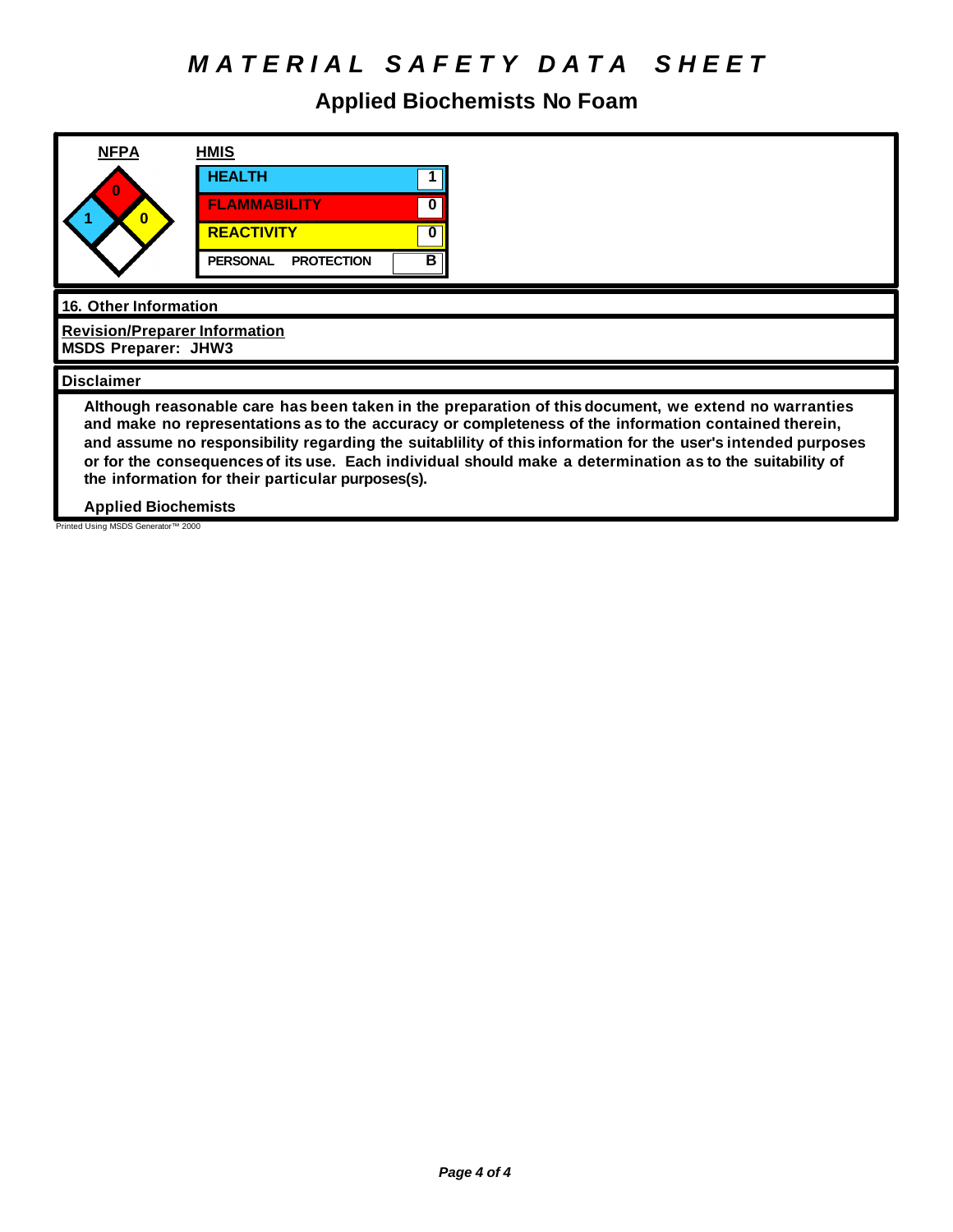# *MATERIAL SAFETY DATA SHEET*

## Applied Biochemists No Foam

**NFPA**

0

1 0

**HMIS**

| | |
|---|---|
| **HEALTH** | 1 |
| **FLAMMABILITY** | 0 |
| **REACTIVITY** | 0 |
| **PERSONAL PROTECTION** | B |

### 16. Other Information

**Revision/Preparer Information**

**MSDS Preparer: JHW3**

### Disclaimer

**Although reasonable care has been taken in the preparation of this document, we extend no warranties and make no representations as to the accuracy or completeness of the information contained therein, and assume no responsibility regarding the suitablility of this information for the user's intended purposes or for the consequences of its use. Each individual should make a determination as to the suitability of the information for their particular purposes(s).**

**Applied Biochemists**

Printed Using MSDS Generator™ 2000